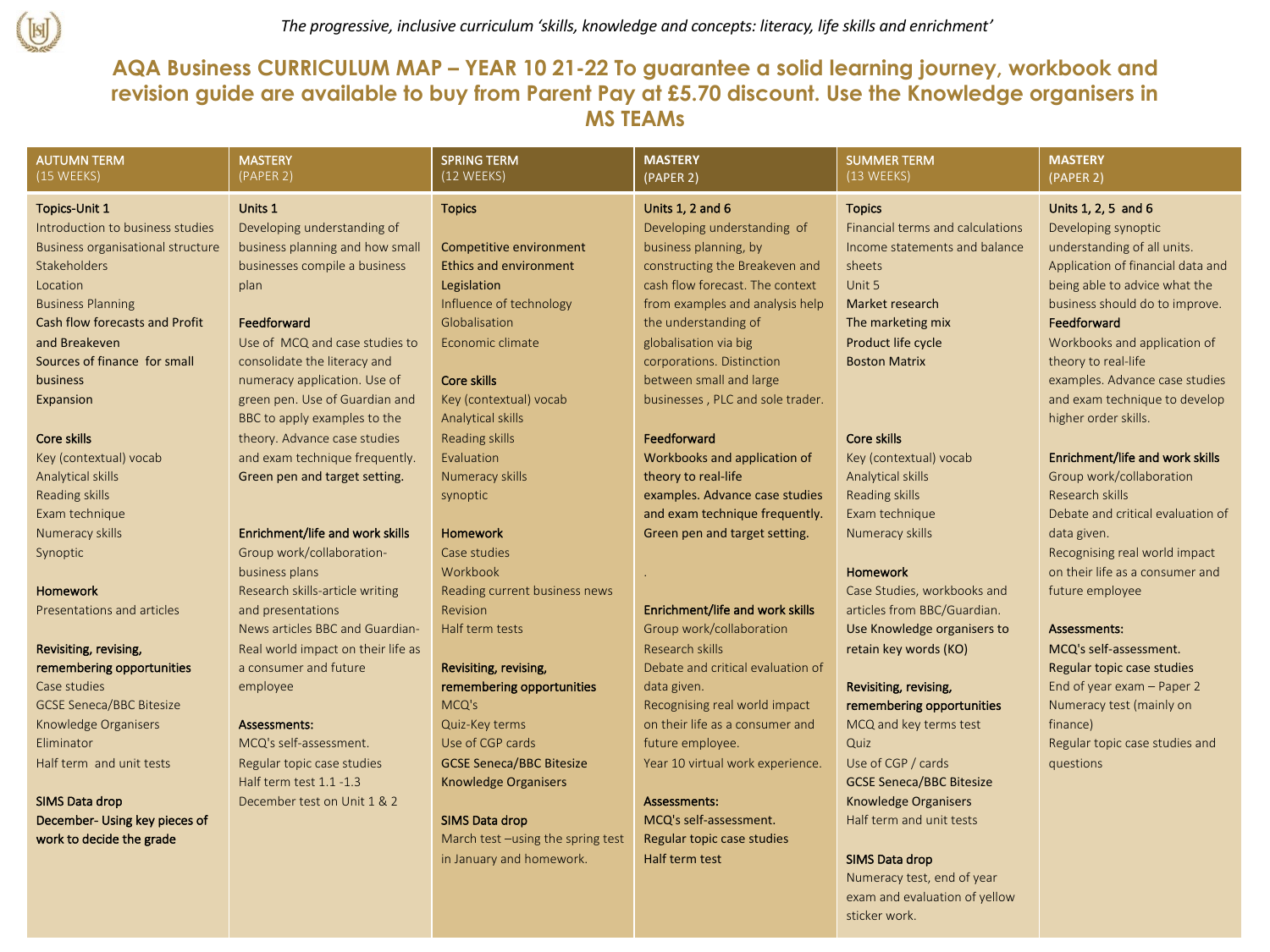*The progressive, inclusive curriculum 'skills, knowledge and concepts: literacy, life skills and enrichment'*

# AQA Business CURRICULUM MAP – YEAR 10 21-22 To guarantee a solid learning journey, workbook and revision guide are available to buy from Parent Pay at £5.70 discount. Use the Knowledge organisers in MS TEAMs

| AUTUMN TERM (15 WEEKS) | MASTERY (PAPER 2) | SPRING TERM (12 WEEKS) | MASTERY (PAPER 2) | SUMMER TERM (13 WEEKS) | MASTERY (PAPER 2) |
|---|---|---|---|---|---|
| **Topics-Unit 1**<br>Introduction to business studies<br>Business organisational structure<br>Stakeholders<br>Location<br>Business Planning<br>Cash flow forecasts and Profit and Breakeven<br>Sources of finance for small business<br>Expansion<br><br>**Core skills**<br>Key (contextual) vocab<br>Analytical skills<br>Reading skills<br>Exam technique<br>Numeracy skills<br>Synoptic<br><br>**Homework**<br>Presentations and articles<br><br>**Revisiting, revising, remembering opportunities**<br>Case studies<br>GCSE Seneca/BBC Bitesize<br>Knowledge Organisers<br>Eliminator<br>Half term and unit tests<br><br>**SIMS Data drop**<br>**December- Using key pieces of work to decide the grade** | **Units 1**<br>Developing understanding of business planning and how small businesses compile a business plan<br><br>**Feedforward**<br>Use of MCQ and case studies to consolidate the literacy and numeracy application. Use of green pen. Use of Guardian and BBC to apply examples to the theory. Advance case studies and exam technique frequently. Green pen and target setting.<br><br>**Enrichment/life and work skills**<br>Group work/collaboration-business plans<br>Research skills-article writing and presentations<br>News articles BBC and Guardian-Real world impact on their life as a consumer and future employee<br><br>**Assessments:**<br>MCQ's self-assessment.<br>Regular topic case studies<br>Half term test 1.1 -1.3<br>December test on Unit 1 & 2 | **Topics**<br><br>Competitive environment<br>Ethics and environment<br>Legislation<br>Influence of technology<br>Globalisation<br>Economic climate<br><br>**Core skills**<br>Key (contextual) vocab<br>Analytical skills<br>Reading skills<br>Evaluation<br>Numeracy skills<br>synoptic<br><br>**Homework**<br>Case studies<br>Workbook<br>Reading current business news<br>Revision<br>Half term tests<br><br>**Revisiting, revising, remembering opportunities**<br>MCQ's<br>Quiz-Key terms<br>Use of CGP cards<br>**GCSE Seneca/BBC Bitesize**<br>**Knowledge Organisers**<br><br>**SIMS Data drop**<br>March test –using the spring test in January and homework. | **Units 1, 2 and 6**<br>Developing understanding of business planning, by constructing the Breakeven and cash flow forecast. The context from examples and analysis help the understanding of globalisation via big corporations. Distinction between small and large businesses , PLC and sole trader.<br><br>**Feedforward**<br>**Workbooks and application of theory to real-life examples. Advance case studies and exam technique frequently. Green pen and target setting.**<br><br>.<br><br>**Enrichment/life and work skills**<br>Group work/collaboration<br>Research skills<br>Debate and critical evaluation of data given.<br>Recognising real world impact on their life as a consumer and future employee.<br>Year 10 virtual work experience.<br><br>**Assessments:**<br>**MCQ's self-assessment.**<br>**Regular topic case studies**<br>**Half term test** | **Topics**<br>Financial terms and calculations<br>Income statements and balance sheets<br>Unit 5<br>**Market research**<br>**The marketing mix**<br>**Product life cycle**<br>**Boston Matrix**<br><br>**Core skills**<br>Key (contextual) vocab<br>Analytical skills<br>Reading skills<br>Exam technique<br>Numeracy skills<br><br>**Homework**<br>Case Studies, workbooks and articles from BBC/Guardian.<br>Use Knowledge organisers to retain key words (KO)<br><br>**Revisiting, revising, remembering opportunities**<br>MCQ and key terms test<br>Quiz<br>Use of CGP / cards<br>GCSE Seneca/BBC Bitesize<br>Knowledge Organisers<br>Half term and unit tests<br><br>**SIMS Data drop**<br>Numeracy test, end of year exam and evaluation of yellow sticker work. | **Units 1, 2, 5 and 6**<br>Developing synoptic understanding of all units. Application of financial data and being able to advice what the business should do to improve.<br>**Feedforward**<br>Workbooks and application of theory to real-life examples. Advance case studies and exam technique to develop higher order skills.<br><br>**Enrichment/life and work skills**<br>Group work/collaboration<br>Research skills<br>Debate and critical evaluation of data given.<br>Recognising real world impact on their life as a consumer and future employee<br><br>**Assessments:**<br>MCQ's self-assessment.<br>Regular topic case studies<br>End of year exam – Paper 2<br>Numeracy test (mainly on finance)<br>Regular topic case studies and questions |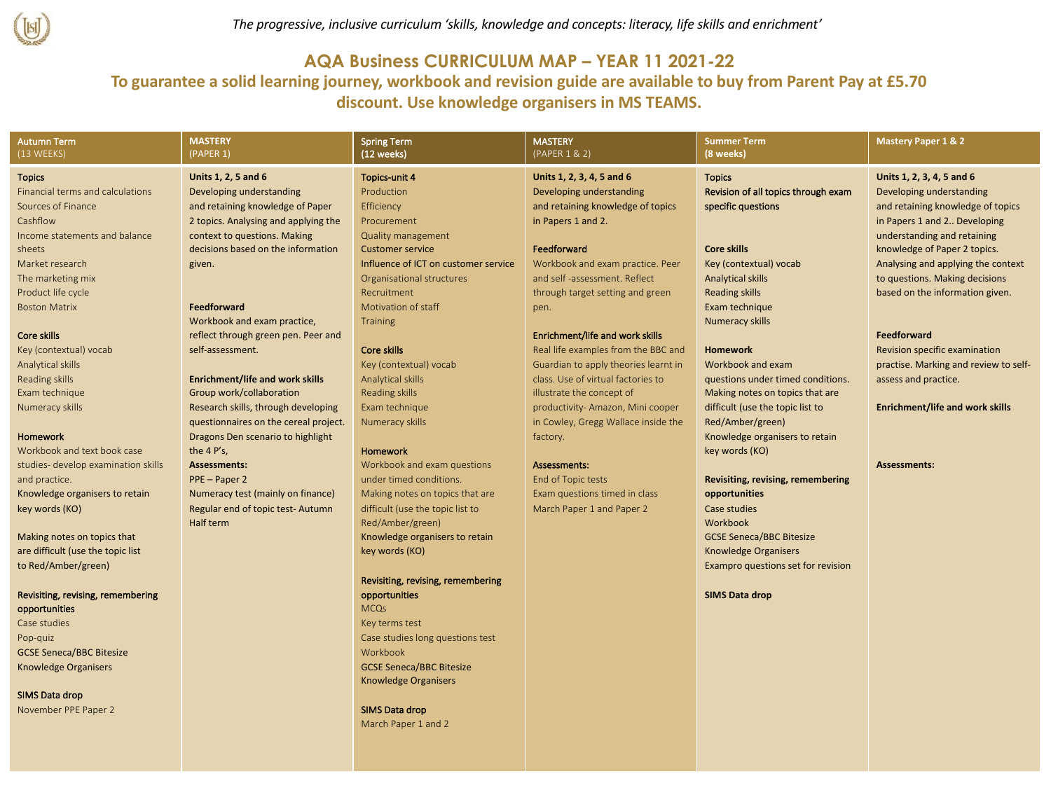*The progressive, inclusive curriculum 'skills, knowledge and concepts: literacy, life skills and enrichment'*

# AQA Business CURRICULUM MAP – YEAR 11 2021-22

## To guarantee a solid learning journey, workbook and revision guide are available to buy from Parent Pay at £5.70 discount. Use knowledge organisers in MS TEAMS.

| Autumn Term (13 WEEKS) | MASTERY (PAPER 1) | Spring Term (12 weeks) | MASTERY (PAPER 1 & 2) | Summer Term (8 weeks) | Mastery Paper 1 & 2 |
|---|---|---|---|---|---|
| **Topics**<br>Financial terms and calculations<br>Sources of Finance<br>Cashflow<br>Income statements and balance sheets<br>Market research<br>The marketing mix<br>Product life cycle<br>Boston Matrix<br><br>**Core skills**<br>Key (contextual) vocab<br>Analytical skills<br>Reading skills<br>Exam technique<br>Numeracy skills<br><br>**Homework**<br>Workbook and text book case studies- develop examination skills and practice.<br>Knowledge organisers to retain key words (KO)<br><br>Making notes on topics that are difficult (use the topic list to Red/Amber/green)<br><br>**Revisiting, revising, remembering opportunities**<br>Case studies<br>Pop-quiz<br>GCSE Seneca/BBC Bitesize<br>Knowledge Organisers<br><br>**SIMS Data drop**<br>November PPE Paper 2 | **Units 1, 2, 5 and 6**<br>Developing understanding and retaining knowledge of Paper 2 topics. Analysing and applying the context to questions. Making decisions based on the information given.<br><br>**Feedforward**<br>Workbook and exam practice, reflect through green pen. Peer and self-assessment.<br><br>**Enrichment/life and work skills**<br>Group work/collaboration<br>Research skills, through developing questionnaires on the cereal project.<br>Dragons Den scenario to highlight the 4 P's,<br>**Assessments:**<br>PPE – Paper 2<br>Numeracy test (mainly on finance)<br>Regular end of topic test- Autumn Half term | **Topics-unit 4**<br>Production<br>Efficiency<br>Procurement<br>Quality management<br>Customer service<br>Influence of ICT on customer service<br>Organisational structures<br>Recruitment<br>Motivation of staff<br>Training<br><br>**Core skills**<br>Key (contextual) vocab<br>Analytical skills<br>Reading skills<br>Exam technique<br>Numeracy skills<br><br>**Homework**<br>Workbook and exam questions under timed conditions.<br>Making notes on topics that are difficult (use the topic list to Red/Amber/green)<br>Knowledge organisers to retain key words (KO)<br><br>**Revisiting, revising, remembering opportunities**<br>MCQs<br>Key terms test<br>Case studies long questions test<br>Workbook<br>GCSE Seneca/BBC Bitesize<br>Knowledge Organisers<br><br>**SIMS Data drop**<br>March Paper 1 and 2 | **Units 1, 2, 3, 4, 5 and 6**<br>Developing understanding and retaining knowledge of topics in Papers 1 and 2.<br><br>**Feedforward**<br>Workbook and exam practice. Peer and self -assessment. Reflect through target setting and green pen.<br><br>**Enrichment/life and work skills**<br>Real life examples from the BBC and Guardian to apply theories learnt in class. Use of virtual factories to illustrate the concept of productivity- Amazon, Mini cooper in Cowley, Gregg Wallace inside the factory.<br><br>**Assessments:**<br>End of Topic tests<br>Exam questions timed in class<br>March Paper 1 and Paper 2 | **Topics**<br>**Revision of all topics through exam specific questions**<br><br>**Core skills**<br>Key (contextual) vocab<br>Analytical skills<br>Reading skills<br>Exam technique<br>Numeracy skills<br><br>**Homework**<br>Workbook and exam questions under timed conditions.<br>Making notes on topics that are difficult (use the topic list to Red/Amber/green)<br>Knowledge organisers to retain key words (KO)<br><br>**Revisiting, revising, remembering opportunities**<br>Case studies<br>Workbook<br>GCSE Seneca/BBC Bitesize<br>Knowledge Organisers<br>Exampro questions set for revision<br><br>**SIMS Data drop** | **Units 1, 2, 3, 4, 5 and 6**<br>Developing understanding and retaining knowledge of topics in Papers 1 and 2.. Developing understanding and retaining knowledge of Paper 2 topics. Analysing and applying the context to questions. Making decisions based on the information given.<br><br>**Feedforward**<br>Revision specific examination practise. Marking and review to self-assess and practice.<br><br>**Enrichment/life and work skills**<br><br>**Assessments:** |